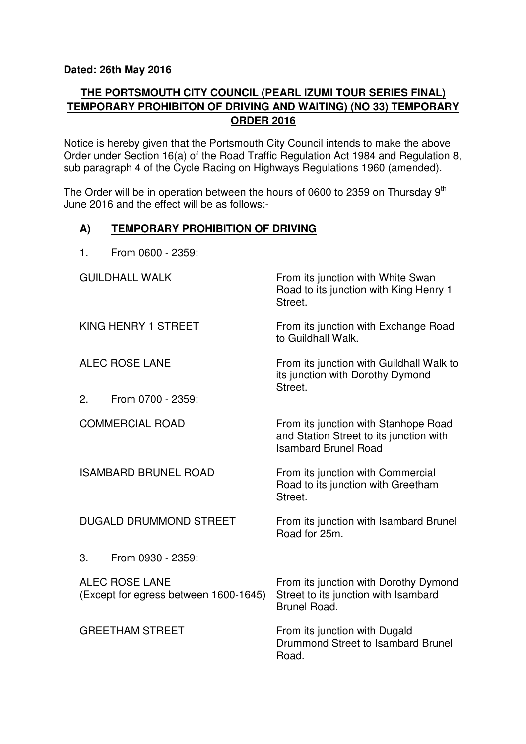**Dated: 26th May 2016**

**THE PORTSMOUTH CITY COUNCIL (PEARL IZUMI TOUR SERIES FINAL) TEMPORARY PROHIBITON OF DRIVING AND WAITING) (NO 33) TEMPORARY ORDER 2016**

Notice is hereby given that the Portsmouth City Council intends to make the above Order under Section 16(a) of the Road Traffic Regulation Act 1984 and Regulation 8, sub paragraph 4 of the Cycle Racing on Highways Regulations 1960 (amended).

The Order will be in operation between the hours of 0600 to 2359 on Thursday 9th June 2016 and the effect will be as follows:-

## A) TEMPORARY PROHIBITION OF DRIVING

1. From 0600 - 2359:

| | |
|---|---|
| GUILDHALL WALK | From its junction with White Swan Road to its junction with King Henry 1 Street. |
| KING HENRY 1 STREET | From its junction with Exchange Road to Guildhall Walk. |
| ALEC ROSE LANE | From its junction with Guildhall Walk to its junction with Dorothy Dymond Street. |

2. From 0700 - 2359:

| | |
|---|---|
| COMMERCIAL ROAD | From its junction with Stanhope Road and Station Street to its junction with Isambard Brunel Road |
| ISAMBARD BRUNEL ROAD | From its junction with Commercial Road to its junction with Greetham Street. |
| DUGALD DRUMMOND STREET | From its junction with Isambard Brunel Road for 25m. |

3. From 0930 - 2359:

| | |
|---|---|
| ALEC ROSE LANE (Except for egress between 1600-1645) | From its junction with Dorothy Dymond Street to its junction with Isambard Brunel Road. |
| GREETHAM STREET | From its junction with Dugald Drummond Street to Isambard Brunel Road. |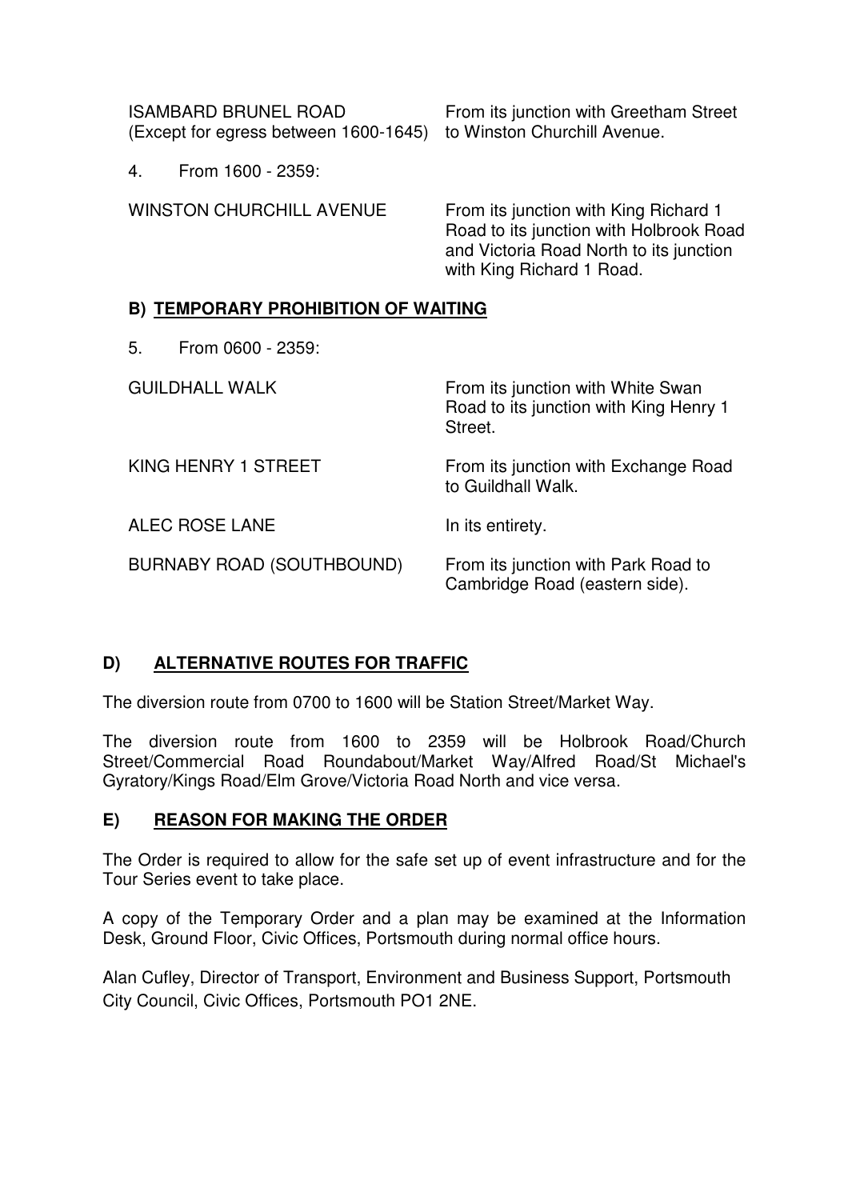| | |
|---|---|
| ISAMBARD BRUNEL ROAD (Except for egress between 1600-1645) | From its junction with Greetham Street to Winston Churchill Avenue. |

4. From 1600 - 2359:

| | |
|---|---|
| WINSTON CHURCHILL AVENUE | From its junction with King Richard 1 Road to its junction with Holbrook Road and Victoria Road North to its junction with King Richard 1 Road. |

**B) TEMPORARY PROHIBITION OF WAITING**

5. From 0600 - 2359:

| | |
|---|---|
| GUILDHALL WALK | From its junction with White Swan Road to its junction with King Henry 1 Street. |
| KING HENRY 1 STREET | From its junction with Exchange Road to Guildhall Walk. |
| ALEC ROSE LANE | In its entirety. |
| BURNABY ROAD (SOUTHBOUND) | From its junction with Park Road to Cambridge Road (eastern side). |

## D) ALTERNATIVE ROUTES FOR TRAFFIC

The diversion route from 0700 to 1600 will be Station Street/Market Way.

The diversion route from 1600 to 2359 will be Holbrook Road/Church Street/Commercial Road Roundabout/Market Way/Alfred Road/St Michael's Gyratory/Kings Road/Elm Grove/Victoria Road North and vice versa.

## E) REASON FOR MAKING THE ORDER

The Order is required to allow for the safe set up of event infrastructure and for the Tour Series event to take place.

A copy of the Temporary Order and a plan may be examined at the Information Desk, Ground Floor, Civic Offices, Portsmouth during normal office hours.

Alan Cufley, Director of Transport, Environment and Business Support, Portsmouth City Council, Civic Offices, Portsmouth PO1 2NE.